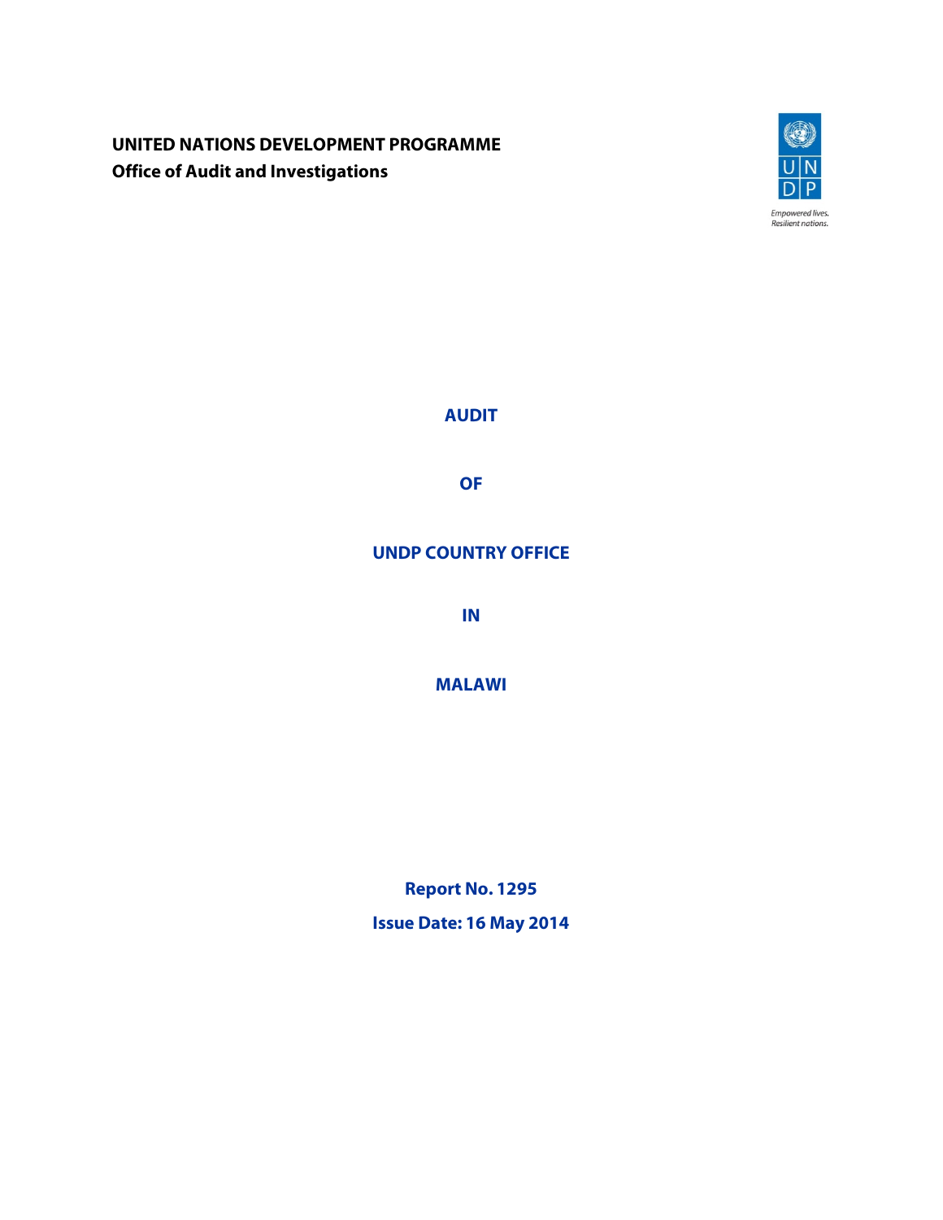**UNITED NATIONS DEVELOPMENT PROGRAMME**
**Office of Audit and Investigations**

Empowered lives.
Resilient nations.

# AUDIT

# OF

# UNDP COUNTRY OFFICE

# IN

# MALAWI

**Report No. 1295**

**Issue Date: 16 May 2014**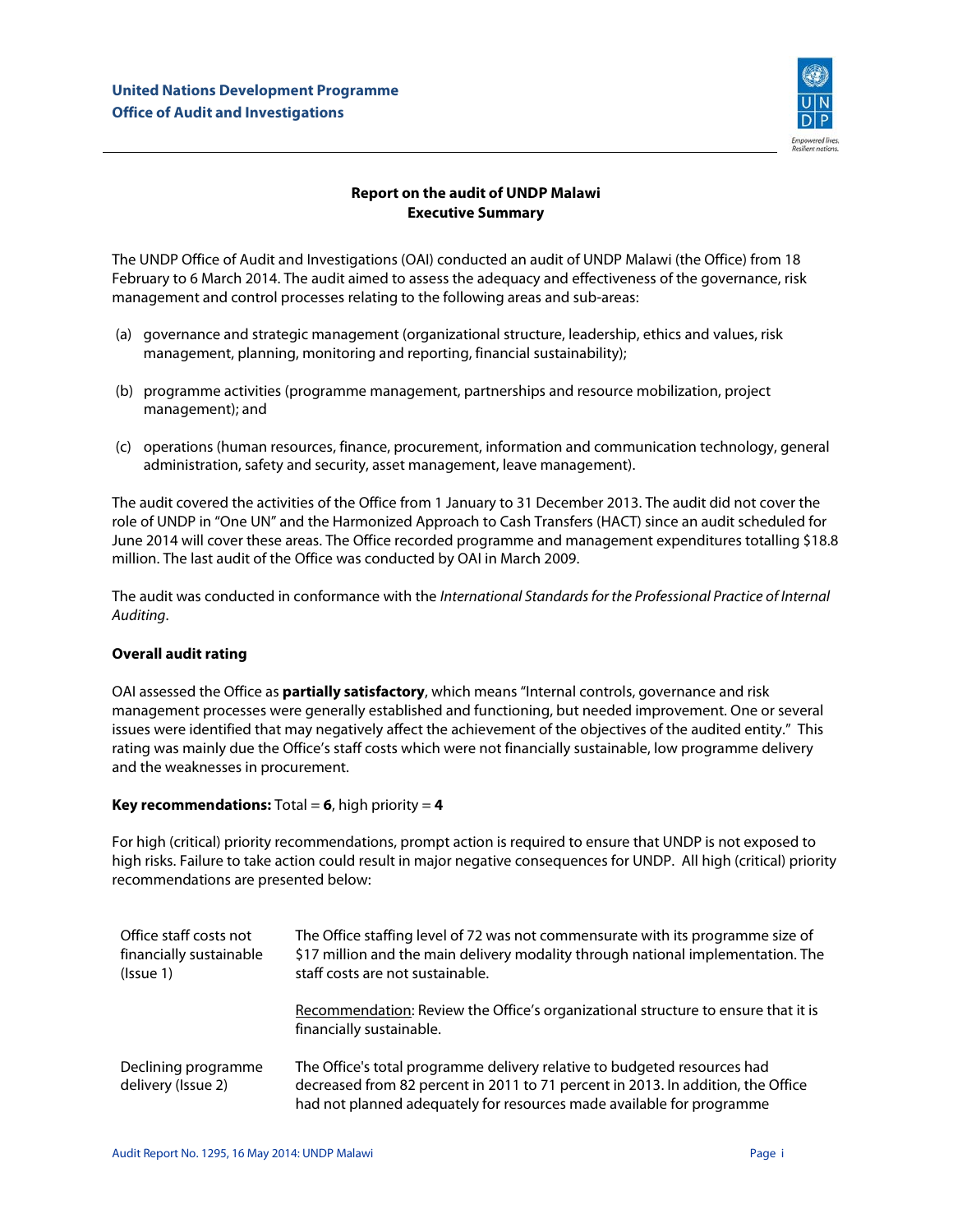**United Nations Development Programme**
**Office of Audit and Investigations**

**Report on the audit of UNDP Malawi**
**Executive Summary**

The UNDP Office of Audit and Investigations (OAI) conducted an audit of UNDP Malawi (the Office) from 18 February to 6 March 2014. The audit aimed to assess the adequacy and effectiveness of the governance, risk management and control processes relating to the following areas and sub-areas:

(a) governance and strategic management (organizational structure, leadership, ethics and values, risk management, planning, monitoring and reporting, financial sustainability);

(b) programme activities (programme management, partnerships and resource mobilization, project management); and

(c) operations (human resources, finance, procurement, information and communication technology, general administration, safety and security, asset management, leave management).

The audit covered the activities of the Office from 1 January to 31 December 2013. The audit did not cover the role of UNDP in "One UN" and the Harmonized Approach to Cash Transfers (HACT) since an audit scheduled for June 2014 will cover these areas. The Office recorded programme and management expenditures totalling $18.8 million. The last audit of the Office was conducted by OAI in March 2009.

The audit was conducted in conformance with the *International Standards for the Professional Practice of Internal Auditing*.

**Overall audit rating**

OAI assessed the Office as **partially satisfactory**, which means "Internal controls, governance and risk management processes were generally established and functioning, but needed improvement. One or several issues were identified that may negatively affect the achievement of the objectives of the audited entity." This rating was mainly due the Office's staff costs which were not financially sustainable, low programme delivery and the weaknesses in procurement.

**Key recommendations:** Total = **6**, high priority = **4**

For high (critical) priority recommendations, prompt action is required to ensure that UNDP is not exposed to high risks. Failure to take action could result in major negative consequences for UNDP. All high (critical) priority recommendations are presented below:

| | |
|---|---|
| Office staff costs not financially sustainable (Issue 1) | The Office staffing level of 72 was not commensurate with its programme size of $17 million and the main delivery modality through national implementation. The staff costs are not sustainable.<br><br>Recommendation: Review the Office's organizational structure to ensure that it is financially sustainable. |
| Declining programme delivery (Issue 2) | The Office's total programme delivery relative to budgeted resources had decreased from 82 percent in 2011 to 71 percent in 2013. In addition, the Office had not planned adequately for resources made available for programme |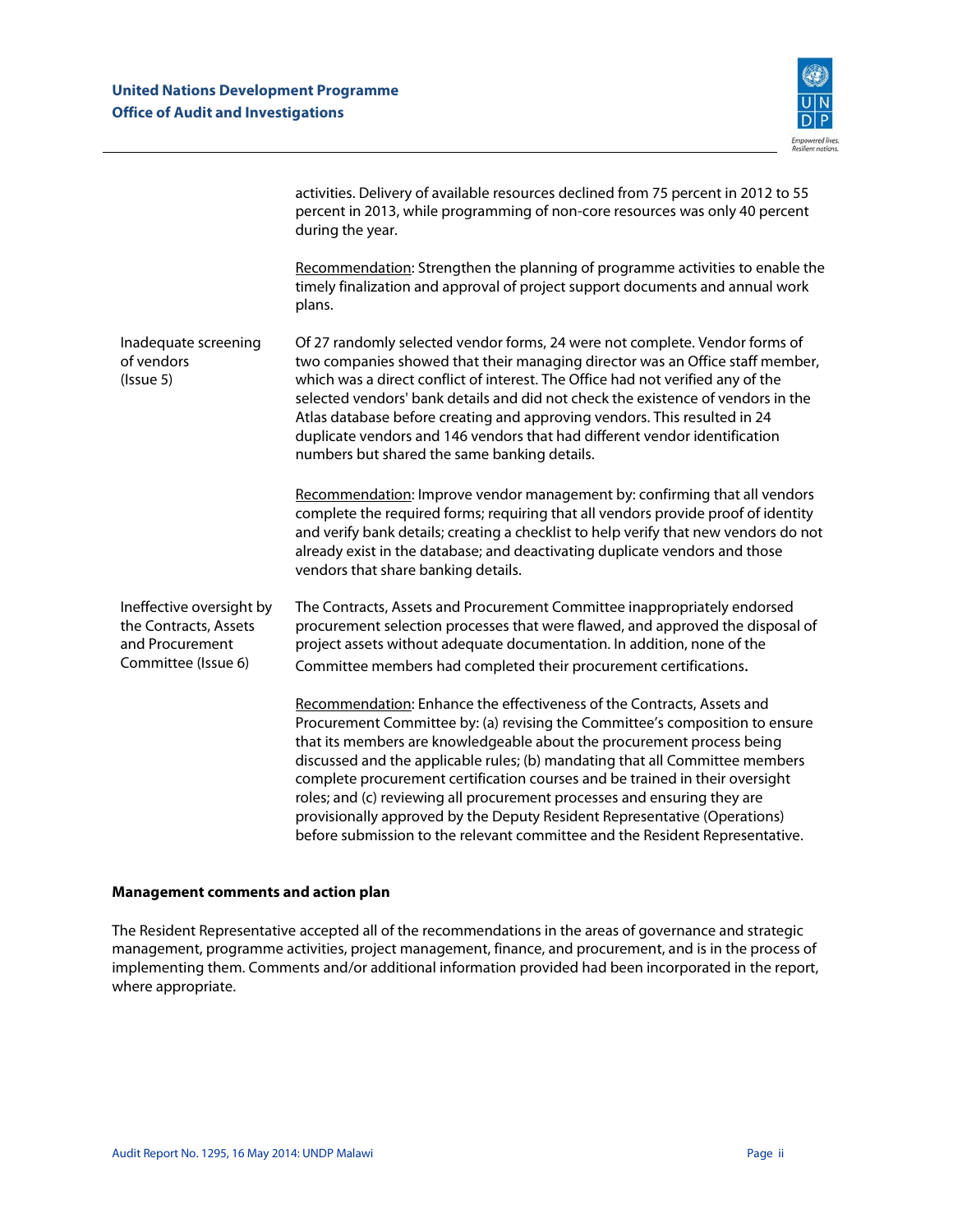| | |
|---|---|
| | activities. Delivery of available resources declined from 75 percent in 2012 to 55 percent in 2013, while programming of non-core resources was only 40 percent during the year.<br><br>Recommendation: Strengthen the planning of programme activities to enable the timely finalization and approval of project support documents and annual work plans. |
| Inadequate screening of vendors (Issue 5) | Of 27 randomly selected vendor forms, 24 were not complete. Vendor forms of two companies showed that their managing director was an Office staff member, which was a direct conflict of interest. The Office had not verified any of the selected vendors' bank details and did not check the existence of vendors in the Atlas database before creating and approving vendors. This resulted in 24 duplicate vendors and 146 vendors that had different vendor identification numbers but shared the same banking details.<br><br>Recommendation: Improve vendor management by: confirming that all vendors complete the required forms; requiring that all vendors provide proof of identity and verify bank details; creating a checklist to help verify that new vendors do not already exist in the database; and deactivating duplicate vendors and those vendors that share banking details. |
| Ineffective oversight by the Contracts, Assets and Procurement Committee (Issue 6) | The Contracts, Assets and Procurement Committee inappropriately endorsed procurement selection processes that were flawed, and approved the disposal of project assets without adequate documentation. In addition, none of the Committee members had completed their procurement certifications.<br><br>Recommendation: Enhance the effectiveness of the Contracts, Assets and Procurement Committee by: (a) revising the Committee's composition to ensure that its members are knowledgeable about the procurement process being discussed and the applicable rules; (b) mandating that all Committee members complete procurement certification courses and be trained in their oversight roles; and (c) reviewing all procurement processes and ensuring they are provisionally approved by the Deputy Resident Representative (Operations) before submission to the relevant committee and the Resident Representative. |

**Management comments and action plan**

The Resident Representative accepted all of the recommendations in the areas of governance and strategic management, programme activities, project management, finance, and procurement, and is in the process of implementing them. Comments and/or additional information provided had been incorporated in the report, where appropriate.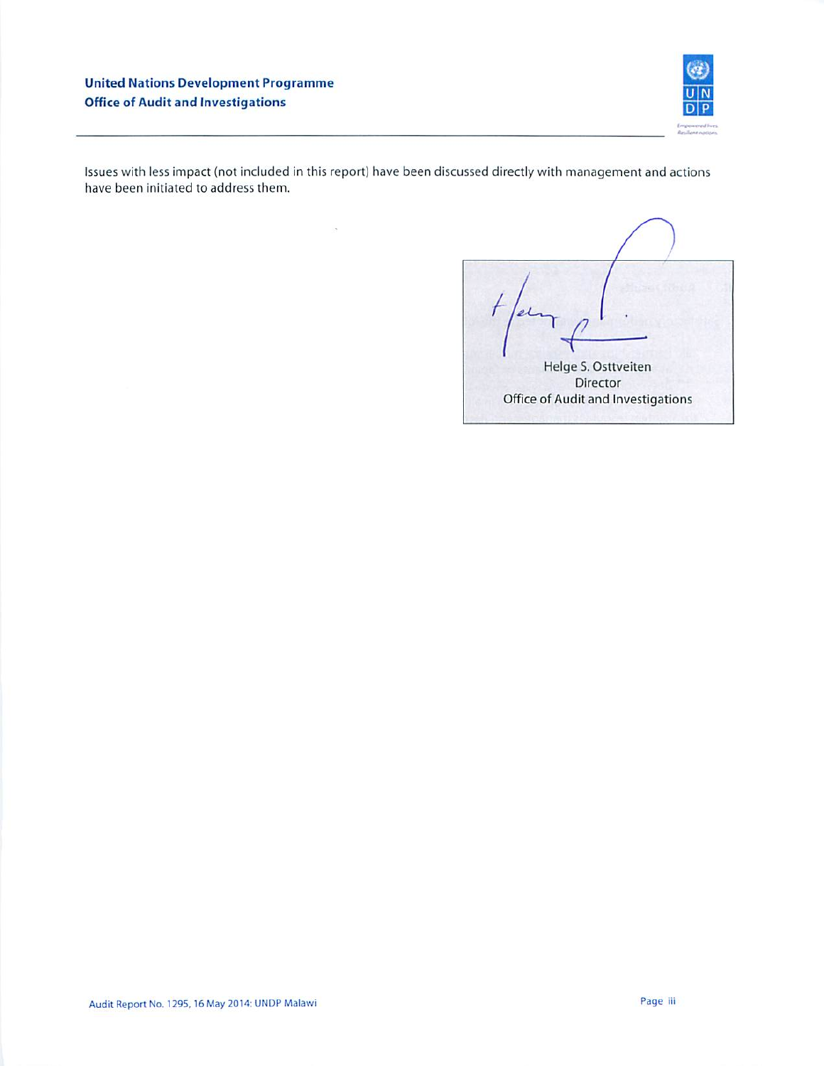Issues with less impact (not included in this report) have been discussed directly with management and actions have been initiated to address them.

Helge S. Osttveiten
Director
Office of Audit and Investigations